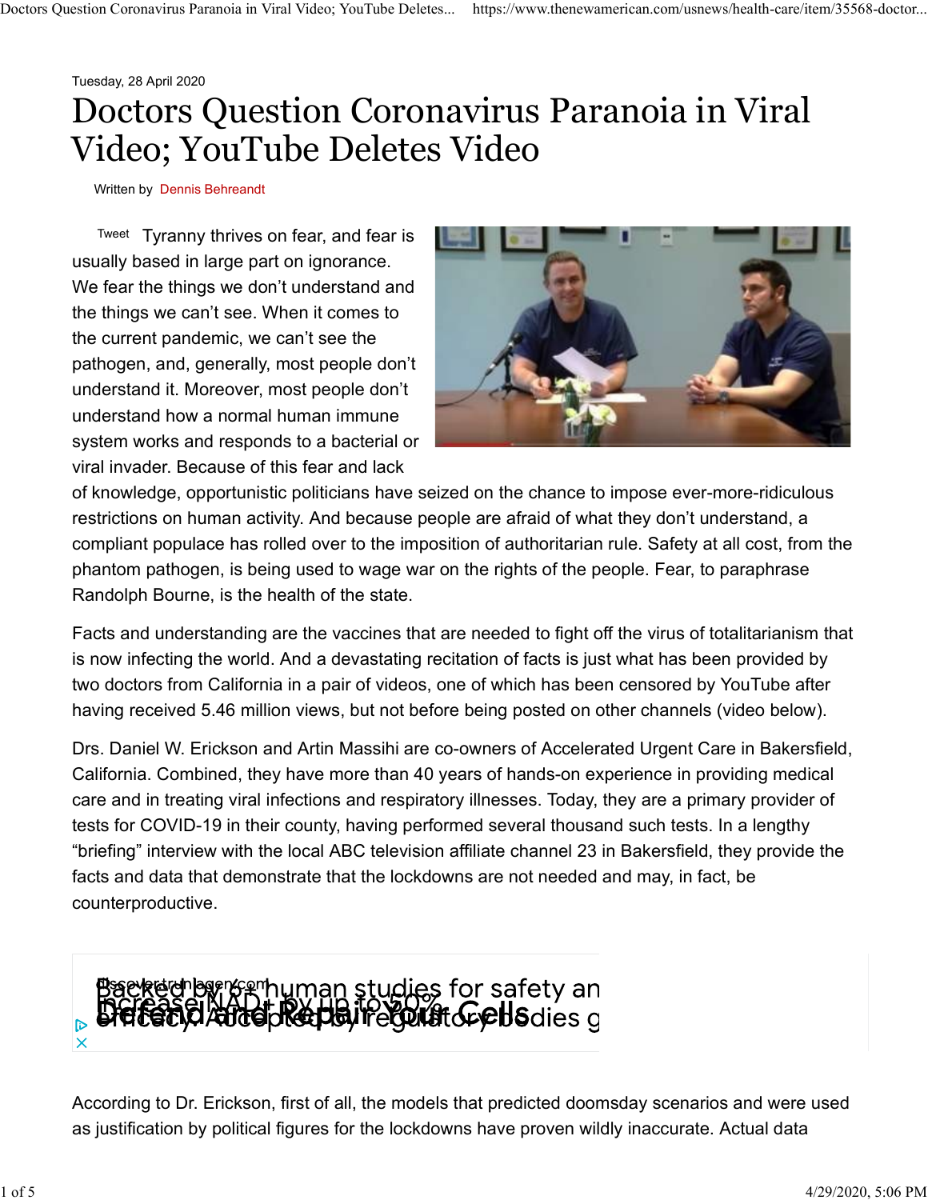Tuesday, 28 April 2020

# Doctors Question Coronavirus Paranoia in Viral Video; YouTube Deletes Video

Written by Dennis Behreandt

Tweet Tyranny thrives on fear, and fear is usually based in large part on ignorance. We fear the things we don't understand and the things we can't see. When it comes to the current pandemic, we can't see the pathogen, and, generally, most people don't understand it. Moreover, most people don't understand how a normal human immune system works and responds to a bacterial or viral invader. Because of this fear and lack of knowledge, opportunistic politicians have seized on the chance to impose ever-more-ridiculous restrictions on human activity. And because people are afraid of what they don't understand, a compliant populace has rolled over to the imposition of authoritarian rule. Safety at all cost, from the phantom pathogen, is being used to wage war on the rights of the people. Fear, to paraphrase Randolph Bourne, is the health of the state.

Facts and understanding are the vaccines that are needed to fight off the virus of totalitarianism that is now infecting the world. And a devastating recitation of facts is just what has been provided by two doctors from California in a pair of videos, one of which has been censored by YouTube after having received 5.46 million views, but not before being posted on other channels (video below).

Drs. Daniel W. Erickson and Artin Massihi are co-owners of Accelerated Urgent Care in Bakersfield, California. Combined, they have more than 40 years of hands-on experience in providing medical care and in treating viral infections and respiratory illnesses. Today, they are a primary provider of tests for COVID-19 in their county, having performed several thousand such tests. In a lengthy "briefing" interview with the local ABC television affiliate channel 23 in Bakersfield, they provide the facts and data that demonstrate that the lockdowns are not needed and may, in fact, be counterproductive.

According to Dr. Erickson, first of all, the models that predicted doomsday scenarios and were used as justification by political figures for the lockdowns have proven wildly inaccurate. Actual data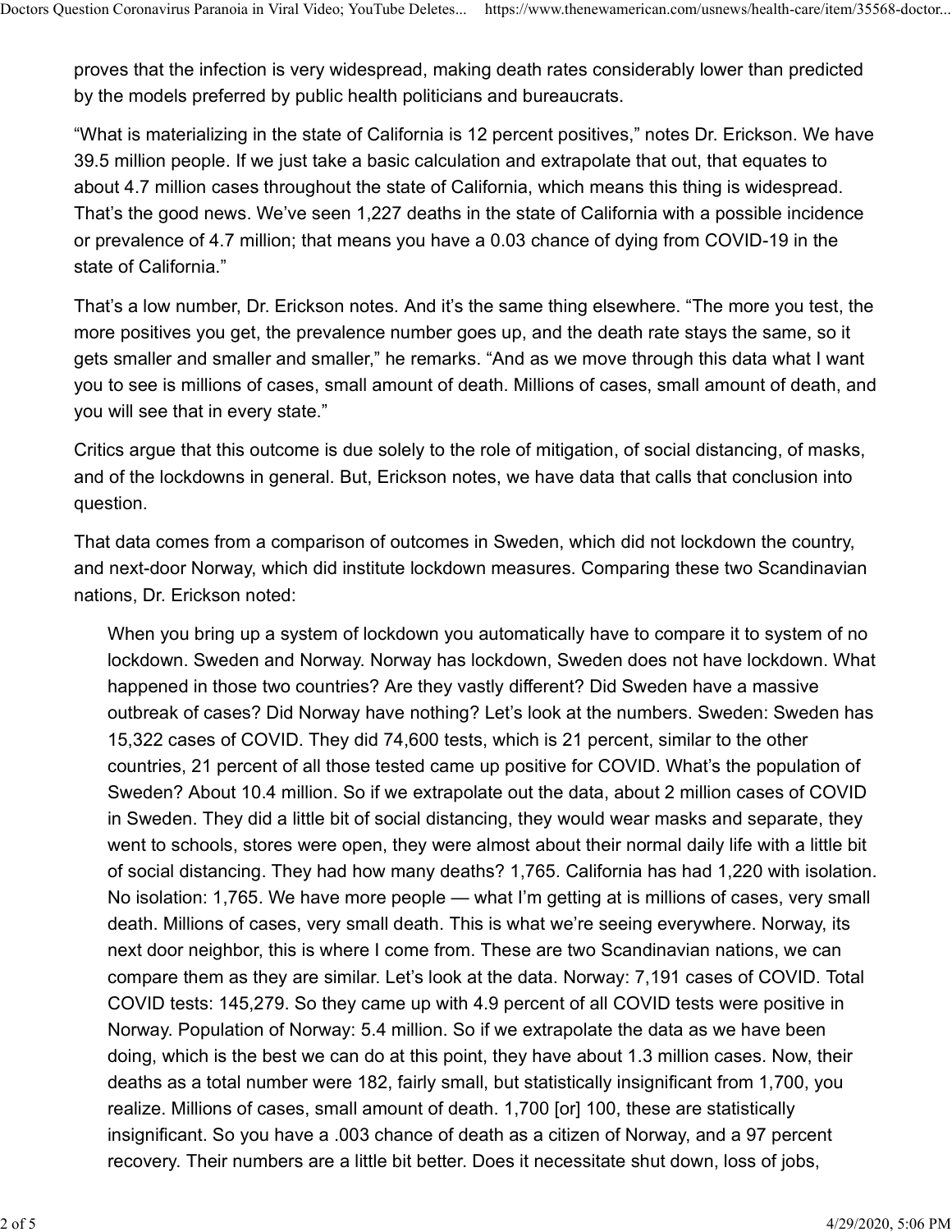proves that the infection is very widespread, making death rates considerably lower than predicted by the models preferred by public health politicians and bureaucrats.

"What is materializing in the state of California is 12 percent positives," notes Dr. Erickson. We have 39.5 million people. If we just take a basic calculation and extrapolate that out, that equates to about 4.7 million cases throughout the state of California, which means this thing is widespread. That's the good news. We've seen 1,227 deaths in the state of California with a possible incidence or prevalence of 4.7 million; that means you have a 0.03 chance of dying from COVID-19 in the state of California."

That's a low number, Dr. Erickson notes. And it's the same thing elsewhere. "The more you test, the more positives you get, the prevalence number goes up, and the death rate stays the same, so it gets smaller and smaller and smaller," he remarks. "And as we move through this data what I want you to see is millions of cases, small amount of death. Millions of cases, small amount of death, and you will see that in every state."

Critics argue that this outcome is due solely to the role of mitigation, of social distancing, of masks, and of the lockdowns in general. But, Erickson notes, we have data that calls that conclusion into question.

That data comes from a comparison of outcomes in Sweden, which did not lockdown the country, and next-door Norway, which did institute lockdown measures. Comparing these two Scandinavian nations, Dr. Erickson noted:

> When you bring up a system of lockdown you automatically have to compare it to system of no lockdown. Sweden and Norway. Norway has lockdown, Sweden does not have lockdown. What happened in those two countries? Are they vastly different? Did Sweden have a massive outbreak of cases? Did Norway have nothing? Let's look at the numbers. Sweden: Sweden has 15,322 cases of COVID. They did 74,600 tests, which is 21 percent, similar to the other countries, 21 percent of all those tested came up positive for COVID. What's the population of Sweden? About 10.4 million. So if we extrapolate out the data, about 2 million cases of COVID in Sweden. They did a little bit of social distancing, they would wear masks and separate, they went to schools, stores were open, they were almost about their normal daily life with a little bit of social distancing. They had how many deaths? 1,765. California has had 1,220 with isolation. No isolation: 1,765. We have more people — what I'm getting at is millions of cases, very small death. Millions of cases, very small death. This is what we're seeing everywhere. Norway, its next door neighbor, this is where I come from. These are two Scandinavian nations, we can compare them as they are similar. Let's look at the data. Norway: 7,191 cases of COVID. Total COVID tests: 145,279. So they came up with 4.9 percent of all COVID tests were positive in Norway. Population of Norway: 5.4 million. So if we extrapolate the data as we have been doing, which is the best we can do at this point, they have about 1.3 million cases. Now, their deaths as a total number were 182, fairly small, but statistically insignificant from 1,700, you realize. Millions of cases, small amount of death. 1,700 [or] 100, these are statistically insignificant. So you have a .003 chance of death as a citizen of Norway, and a 97 percent recovery. Their numbers are a little bit better. Does it necessitate shut down, loss of jobs,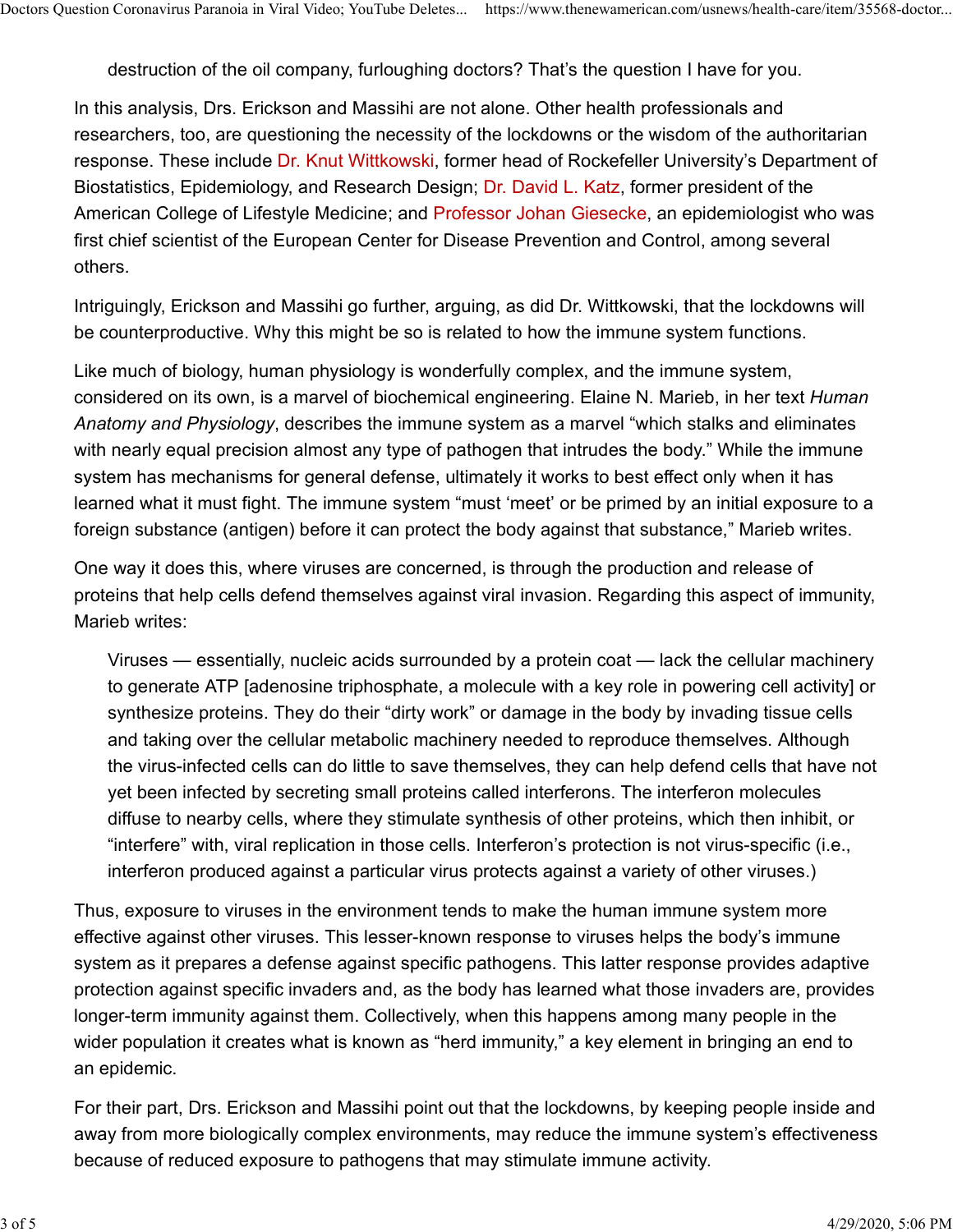> destruction of the oil company, furloughing doctors? That's the question I have for you.

In this analysis, Drs. Erickson and Massihi are not alone. Other health professionals and researchers, too, are questioning the necessity of the lockdowns or the wisdom of the authoritarian response. These include Dr. Knut Wittkowski, former head of Rockefeller University's Department of Biostatistics, Epidemiology, and Research Design; Dr. David L. Katz, former president of the American College of Lifestyle Medicine; and Professor Johan Giesecke, an epidemiologist who was first chief scientist of the European Center for Disease Prevention and Control, among several others.

Intriguingly, Erickson and Massihi go further, arguing, as did Dr. Wittkowski, that the lockdowns will be counterproductive. Why this might be so is related to how the immune system functions.

Like much of biology, human physiology is wonderfully complex, and the immune system, considered on its own, is a marvel of biochemical engineering. Elaine N. Marieb, in her text *Human Anatomy and Physiology*, describes the immune system as a marvel "which stalks and eliminates with nearly equal precision almost any type of pathogen that intrudes the body." While the immune system has mechanisms for general defense, ultimately it works to best effect only when it has learned what it must fight. The immune system "must 'meet' or be primed by an initial exposure to a foreign substance (antigen) before it can protect the body against that substance," Marieb writes.

One way it does this, where viruses are concerned, is through the production and release of proteins that help cells defend themselves against viral invasion. Regarding this aspect of immunity, Marieb writes:

> Viruses — essentially, nucleic acids surrounded by a protein coat — lack the cellular machinery to generate ATP [adenosine triphosphate, a molecule with a key role in powering cell activity] or synthesize proteins. They do their "dirty work" or damage in the body by invading tissue cells and taking over the cellular metabolic machinery needed to reproduce themselves. Although the virus-infected cells can do little to save themselves, they can help defend cells that have not yet been infected by secreting small proteins called interferons. The interferon molecules diffuse to nearby cells, where they stimulate synthesis of other proteins, which then inhibit, or "interfere" with, viral replication in those cells. Interferon's protection is not virus-specific (i.e., interferon produced against a particular virus protects against a variety of other viruses.)

Thus, exposure to viruses in the environment tends to make the human immune system more effective against other viruses. This lesser-known response to viruses helps the body's immune system as it prepares a defense against specific pathogens. This latter response provides adaptive protection against specific invaders and, as the body has learned what those invaders are, provides longer-term immunity against them. Collectively, when this happens among many people in the wider population it creates what is known as "herd immunity," a key element in bringing an end to an epidemic.

For their part, Drs. Erickson and Massihi point out that the lockdowns, by keeping people inside and away from more biologically complex environments, may reduce the immune system's effectiveness because of reduced exposure to pathogens that may stimulate immune activity.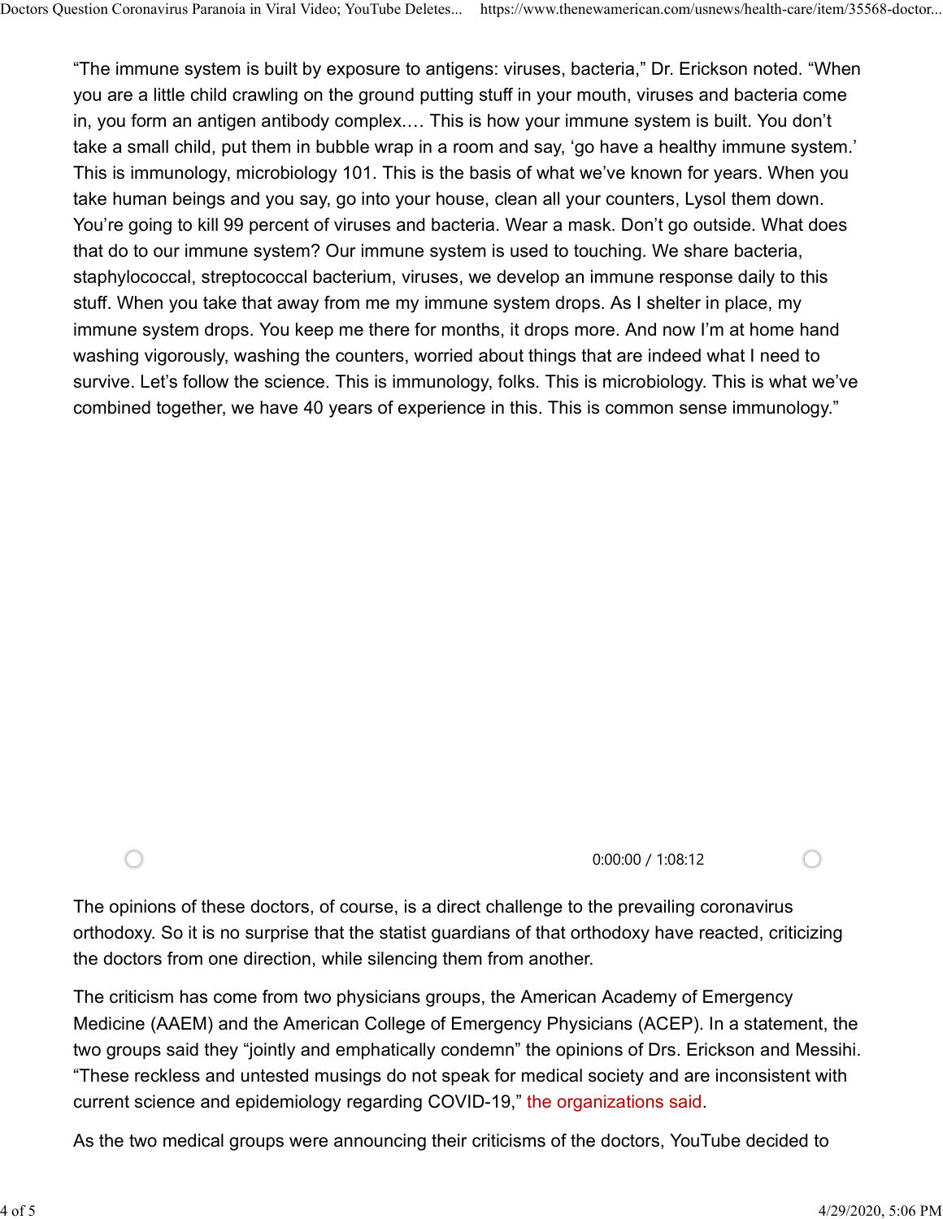"The immune system is built by exposure to antigens: viruses, bacteria," Dr. Erickson noted. "When you are a little child crawling on the ground putting stuff in your mouth, viruses and bacteria come in, you form an antigen antibody complex.… This is how your immune system is built. You don't take a small child, put them in bubble wrap in a room and say, 'go have a healthy immune system.' This is immunology, microbiology 101. This is the basis of what we've known for years. When you take human beings and you say, go into your house, clean all your counters, Lysol them down. You're going to kill 99 percent of viruses and bacteria. Wear a mask. Don't go outside. What does that do to our immune system? Our immune system is used to touching. We share bacteria, staphylococcal, streptococcal bacterium, viruses, we develop an immune response daily to this stuff. When you take that away from me my immune system drops. As I shelter in place, my immune system drops. You keep me there for months, it drops more. And now I'm at home hand washing vigorously, washing the counters, worried about things that are indeed what I need to survive. Let's follow the science. This is immunology, folks. This is microbiology. This is what we've combined together, we have 40 years of experience in this. This is common sense immunology."

0:00:00 / 1:08:12

The opinions of these doctors, of course, is a direct challenge to the prevailing coronavirus orthodoxy. So it is no surprise that the statist guardians of that orthodoxy have reacted, criticizing the doctors from one direction, while silencing them from another.

The criticism has come from two physicians groups, the American Academy of Emergency Medicine (AAEM) and the American College of Emergency Physicians (ACEP). In a statement, the two groups said they "jointly and emphatically condemn" the opinions of Drs. Erickson and Messihi. "These reckless and untested musings do not speak for medical society and are inconsistent with current science and epidemiology regarding COVID-19," the organizations said.

As the two medical groups were announcing their criticisms of the doctors, YouTube decided to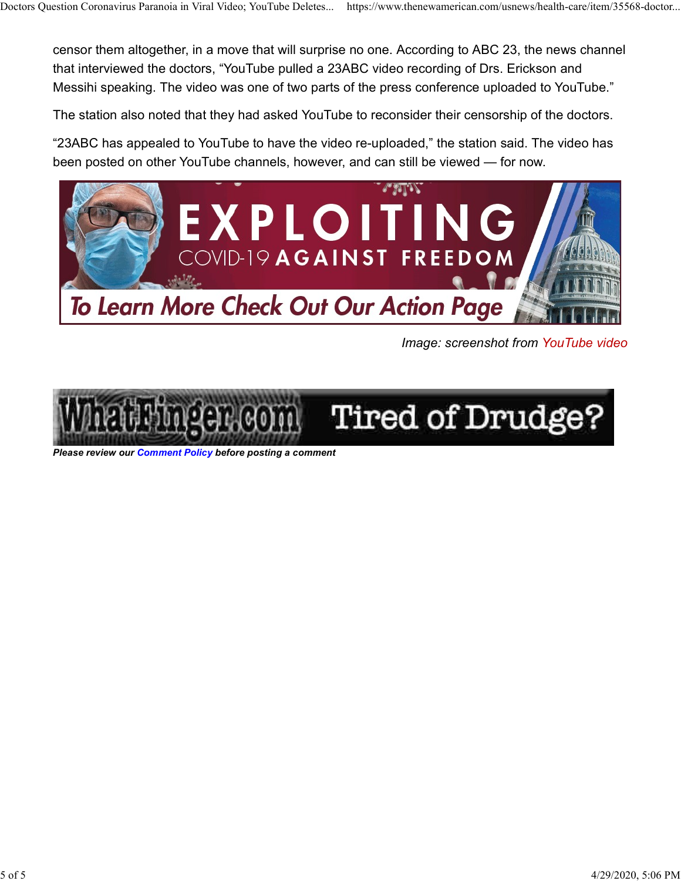censor them altogether, in a move that will surprise no one. According to ABC 23, the news channel that interviewed the doctors, “YouTube pulled a 23ABC video recording of Drs. Erickson and Messihi speaking. The video was one of two parts of the press conference uploaded to YouTube.”

The station also noted that they had asked YouTube to reconsider their censorship of the doctors.

“23ABC has appealed to YouTube to have the video re-uploaded,” the station said. The video has been posted on other YouTube channels, however, and can still be viewed — for now.

*Image: screenshot from YouTube video*

***Please review our Comment Policy before posting a comment***